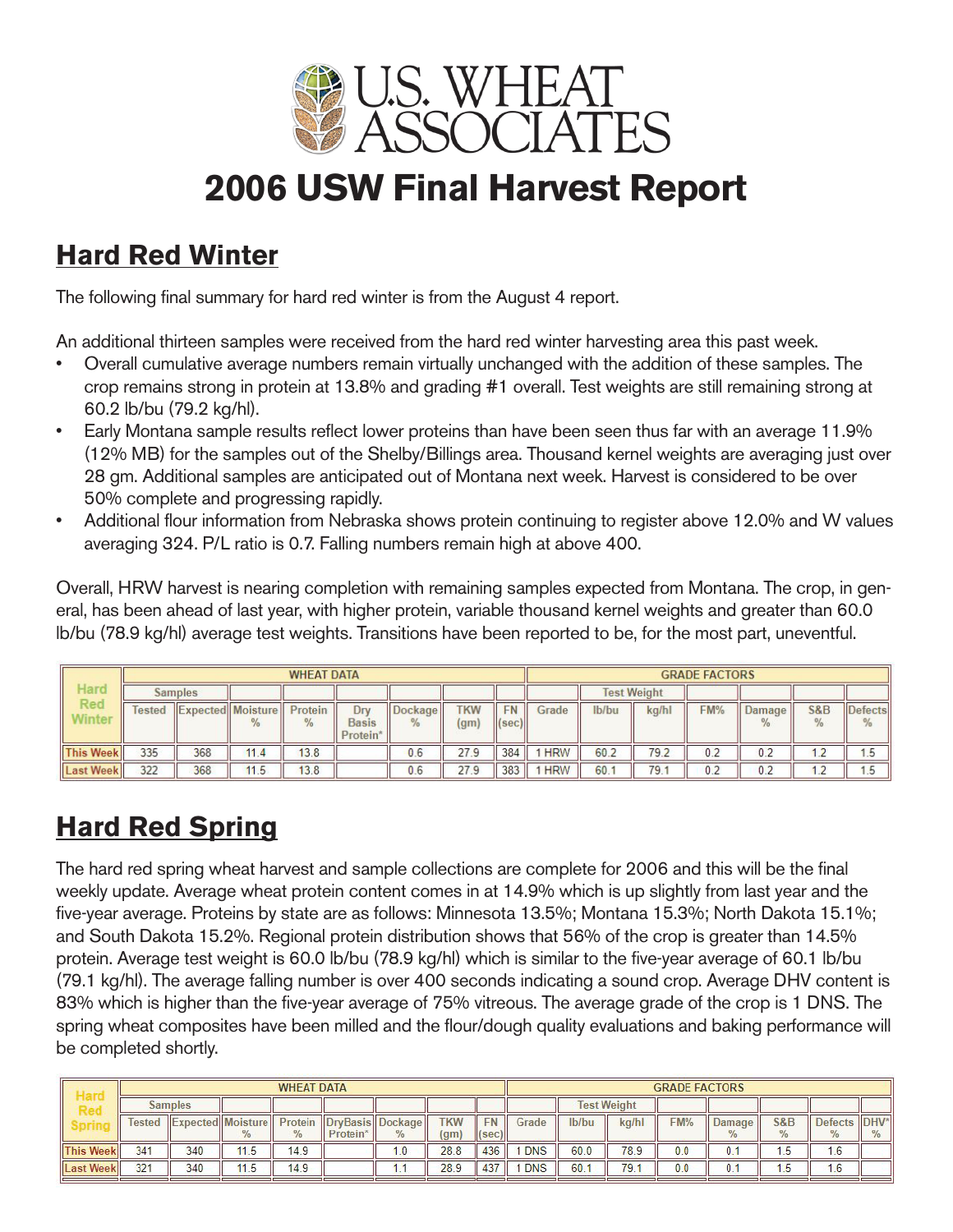# U.S. WHEAT ASSOCIATES

# 2006 USW Final Harvest Report

## Hard Red Winter

The following final summary for hard red winter is from the August 4 report.

An additional thirteen samples were received from the hard red winter harvesting area this past week.

- Overall cumulative average numbers remain virtually unchanged with the addition of these samples. The crop remains strong in protein at 13.8% and grading #1 overall. Test weights are still remaining strong at 60.2 lb/bu (79.2 kg/hl).
- Early Montana sample results reflect lower proteins than have been seen thus far with an average 11.9% (12% MB) for the samples out of the Shelby/Billings area. Thousand kernel weights are averaging just over 28 gm. Additional samples are anticipated out of Montana next week. Harvest is considered to be over 50% complete and progressing rapidly.
- Additional flour information from Nebraska shows protein continuing to register above 12.0% and W values averaging 324. P/L ratio is 0.7. Falling numbers remain high at above 400.

Overall, HRW harvest is nearing completion with remaining samples expected from Montana. The crop, in general, has been ahead of last year, with higher protein, variable thousand kernel weights and greater than 60.0 lb/bu (78.9 kg/hl) average test weights. Transitions have been reported to be, for the most part, uneventful.

| Hard Red Winter | WHEAT DATA | | | | | | | | GRADE FACTORS | | | | | | |
|---|---|---|---|---|---|---|---|---|---|---|---|---|---|---|---|
| | Samples | | | | | | | | | Test Weight | | | | | |
| | Tested | Expected | Moisture % | Protein % | Dry Basis Protein* | Dockage % | TKW (gm) | FN (sec) | Grade | lb/bu | kg/hl | FM% | Damage % | S&B % | Defects % |
| This Week | 335 | 368 | 11.4 | 13.8 | | 0.6 | 27.9 | 384 | 1 HRW | 60.2 | 79.2 | 0.2 | 0.2 | 1.2 | 1.5 |
| Last Week | 322 | 368 | 11.5 | 13.8 | | 0.6 | 27.9 | 383 | 1 HRW | 60.1 | 79.1 | 0.2 | 0.2 | 1.2 | 1.5 |

## Hard Red Spring

The hard red spring wheat harvest and sample collections are complete for 2006 and this will be the final weekly update. Average wheat protein content comes in at 14.9% which is up slightly from last year and the five-year average. Proteins by state are as follows: Minnesota 13.5%; Montana 15.3%; North Dakota 15.1%; and South Dakota 15.2%. Regional protein distribution shows that 56% of the crop is greater than 14.5% protein. Average test weight is 60.0 lb/bu (78.9 kg/hl) which is similar to the five-year average of 60.1 lb/bu (79.1 kg/hl). The average falling number is over 400 seconds indicating a sound crop. Average DHV content is 83% which is higher than the five-year average of 75% vitreous. The average grade of the crop is 1 DNS. The spring wheat composites have been milled and the flour/dough quality evaluations and baking performance will be completed shortly.

| Hard Red Spring | WHEAT DATA | | | | | | | | GRADE FACTORS | | | | | | | |
|---|---|---|---|---|---|---|---|---|---|---|---|---|---|---|---|---|
| | Samples | | | | | | | | | Test Weight | | | | | | |
| | Tested | Expected | Moisture % | Protein % | DryBasis Protein* | Dockage % | TKW (gm) | FN (sec) | Grade | lb/bu | kg/hl | FM% | Damage % | S&B % | Defects % | DHV* % |
| This Week | 341 | 340 | 11.5 | 14.9 | | 1.0 | 28.8 | 436 | 1 DNS | 60.0 | 78.9 | 0.0 | 0.1 | 1.5 | 1.6 | |
| Last Week | 321 | 340 | 11.5 | 14.9 | | 1.1 | 28.9 | 437 | 1 DNS | 60.1 | 79.1 | 0.0 | 0.1 | 1.5 | 1.6 | |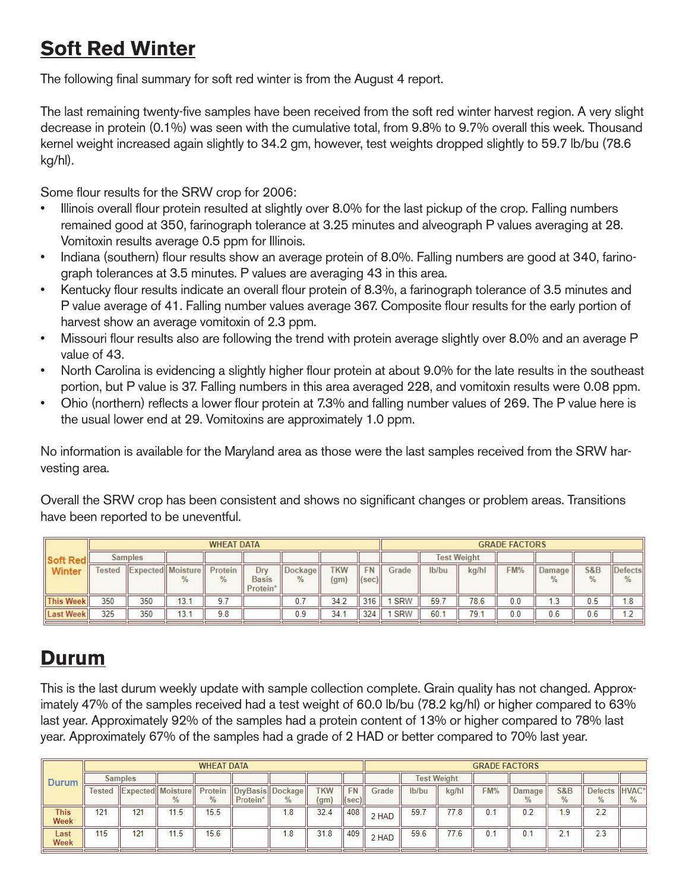## Soft Red Winter

The following final summary for soft red winter is from the August 4 report.

The last remaining twenty-five samples have been received from the soft red winter harvest region. A very slight decrease in protein (0.1%) was seen with the cumulative total, from 9.8% to 9.7% overall this week. Thousand kernel weight increased again slightly to 34.2 gm, however, test weights dropped slightly to 59.7 lb/bu (78.6 kg/hl).

Some flour results for the SRW crop for 2006:

- Illinois overall flour protein resulted at slightly over 8.0% for the last pickup of the crop. Falling numbers remained good at 350, farinograph tolerance at 3.25 minutes and alveograph P values averaging at 28. Vomitoxin results average 0.5 ppm for Illinois.
- Indiana (southern) flour results show an average protein of 8.0%. Falling numbers are good at 340, farinograph tolerances at 3.5 minutes. P values are averaging 43 in this area.
- Kentucky flour results indicate an overall flour protein of 8.3%, a farinograph tolerance of 3.5 minutes and P value average of 41. Falling number values average 367. Composite flour results for the early portion of harvest show an average vomitoxin of 2.3 ppm.
- Missouri flour results also are following the trend with protein average slightly over 8.0% and an average P value of 43.
- North Carolina is evidencing a slightly higher flour protein at about 9.0% for the late results in the southeast portion, but P value is 37. Falling numbers in this area averaged 228, and vomitoxin results were 0.08 ppm.
- Ohio (northern) reflects a lower flour protein at 7.3% and falling number values of 269. The P value here is the usual lower end at 29. Vomitoxins are approximately 1.0 ppm.

No information is available for the Maryland area as those were the last samples received from the SRW harvesting area.

Overall the SRW crop has been consistent and shows no significant changes or problem areas. Transitions have been reported to be uneventful.

| Soft Red Winter | WHEAT DATA | | | | | | | | GRADE FACTORS | | | | | | |
|---|---|---|---|---|---|---|---|---|---|---|---|---|---|---|---|
| | Samples | | | | | | | | | Test Weight | | | | | |
| | Tested | Expected | Moisture % | Protein % | Dry Basis Protein* | Dockage % | TKW (gm) | FN (sec) | Grade | lb/bu | kg/hl | FM% | Damage % | S&B % | Defects % |
| This Week | 350 | 350 | 13.1 | 9.7 | | 0.7 | 34.2 | 316 | 1 SRW | 59.7 | 78.6 | 0.0 | 1.3 | 0.5 | 1.8 |
| Last Week | 325 | 350 | 13.1 | 9.8 | | 0.9 | 34.1 | 324 | 1 SRW | 60.1 | 79.1 | 0.0 | 0.6 | 0.6 | 1.2 |

## Durum

This is the last durum weekly update with sample collection complete. Grain quality has not changed. Approximately 47% of the samples received had a test weight of 60.0 lb/bu (78.2 kg/hl) or higher compared to 63% last year. Approximately 92% of the samples had a protein content of 13% or higher compared to 78% last year. Approximately 67% of the samples had a grade of 2 HAD or better compared to 70% last year.

| Durum | WHEAT DATA | | | | | | | | GRADE FACTORS | | | | | | | |
|---|---|---|---|---|---|---|---|---|---|---|---|---|---|---|---|---|
| | Samples | | | | | | | | | Test Weight | | | | | | |
| | Tested | Expected | Moisture % | Protein % | DryBasis Protein* | Dockage % | TKW (gm) | FN (sec) | Grade | lb/bu | kg/hl | FM% | Damage % | S&B % | Defects % | HVAC* % |
| This Week | 121 | 121 | 11.5 | 15.5 | | 1.8 | 32.4 | 408 | 2 HAD | 59.7 | 77.8 | 0.1 | 0.2 | 1.9 | 2.2 | |
| Last Week | 115 | 121 | 11.5 | 15.6 | | 1.8 | 31.8 | 409 | 2 HAD | 59.6 | 77.6 | 0.1 | 0.1 | 2.1 | 2.3 | |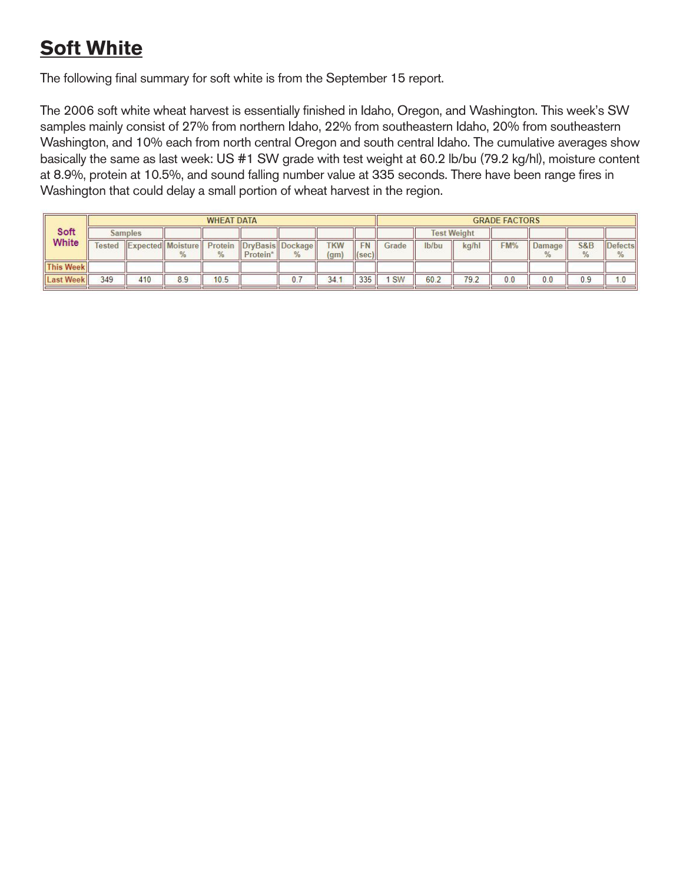## Soft White

The following final summary for soft white is from the September 15 report.

The 2006 soft white wheat harvest is essentially finished in Idaho, Oregon, and Washington. This week's SW samples mainly consist of 27% from northern Idaho, 22% from southeastern Idaho, 20% from southeastern Washington, and 10% each from north central Oregon and south central Idaho. The cumulative averages show basically the same as last week: US #1 SW grade with test weight at 60.2 lb/bu (79.2 kg/hl), moisture content at 8.9%, protein at 10.5%, and sound falling number value at 335 seconds. There have been range fires in Washington that could delay a small portion of wheat harvest in the region.

| Soft White | WHEAT DATA | | | | | | | | GRADE FACTORS | | | | | | |
|---|---|---|---|---|---|---|---|---|---|---|---|---|---|---|---|
| | Samples | | | | | | | | | Test Weight | | | | | |
| | Tested | Expected | Moisture % | Protein % | DryBasis Protein* | Dockage % | TKW (gm) | FN (sec) | Grade | lb/bu | kg/hl | FM% | Damage % | S&B % | Defects % |
| This Week | | | | | | | | | | | | | | | |
| Last Week | 349 | 410 | 8.9 | 10.5 | | 0.7 | 34.1 | 335 | 1 SW | 60.2 | 79.2 | 0.0 | 0.0 | 0.9 | 1.0 |